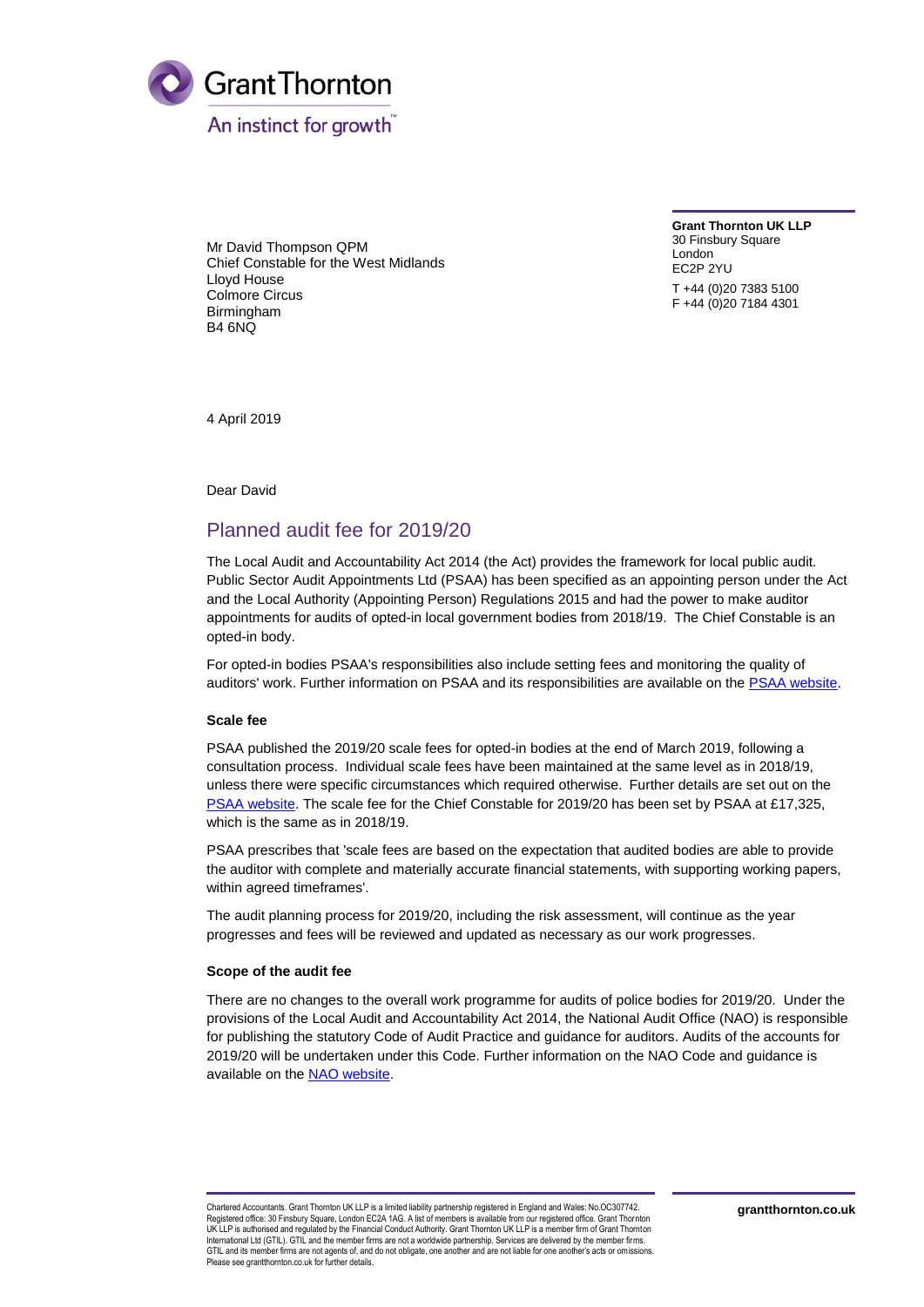Grant Thornton

An instinct for growth™

Mr David Thompson QPM
Chief Constable for the West Midlands
Lloyd House
Colmore Circus
Birmingham
B4 6NQ

**Grant Thornton UK LLP**
30 Finsbury Square
London
EC2P 2YU

T +44 (0)20 7383 5100
F +44 (0)20 7184 4301

4 April 2019

Dear David

## Planned audit fee for 2019/20

The Local Audit and Accountability Act 2014 (the Act) provides the framework for local public audit. Public Sector Audit Appointments Ltd (PSAA) has been specified as an appointing person under the Act and the Local Authority (Appointing Person) Regulations 2015 and had the power to make auditor appointments for audits of opted-in local government bodies from 2018/19. The Chief Constable is an opted-in body.

For opted-in bodies PSAA's responsibilities also include setting fees and monitoring the quality of auditors' work. Further information on PSAA and its responsibilities are available on the PSAA website.

### Scale fee

PSAA published the 2019/20 scale fees for opted-in bodies at the end of March 2019, following a consultation process. Individual scale fees have been maintained at the same level as in 2018/19, unless there were specific circumstances which required otherwise. Further details are set out on the PSAA website. The scale fee for the Chief Constable for 2019/20 has been set by PSAA at £17,325, which is the same as in 2018/19.

PSAA prescribes that 'scale fees are based on the expectation that audited bodies are able to provide the auditor with complete and materially accurate financial statements, with supporting working papers, within agreed timeframes'.

The audit planning process for 2019/20, including the risk assessment, will continue as the year progresses and fees will be reviewed and updated as necessary as our work progresses.

### Scope of the audit fee

There are no changes to the overall work programme for audits of police bodies for 2019/20. Under the provisions of the Local Audit and Accountability Act 2014, the National Audit Office (NAO) is responsible for publishing the statutory Code of Audit Practice and guidance for auditors. Audits of the accounts for 2019/20 will be undertaken under this Code. Further information on the NAO Code and guidance is available on the NAO website.

Chartered Accountants. Grant Thornton UK LLP is a limited liability partnership registered in England and Wales: No.OC307742. Registered office: 30 Finsbury Square, London EC2A 1AG. A list of members is available from our registered office. Grant Thornton UK LLP is authorised and regulated by the Financial Conduct Authority. Grant Thornton UK LLP is a member firm of Grant Thornton International Ltd (GTIL). GTIL and the member firms are not a worldwide partnership. Services are delivered by the member firms. GTIL and its member firms are not agents of, and do not obligate, one another and are not liable for one another's acts or omissions. Please see grantthornton.co.uk for further details.

**grantthornton.co.uk**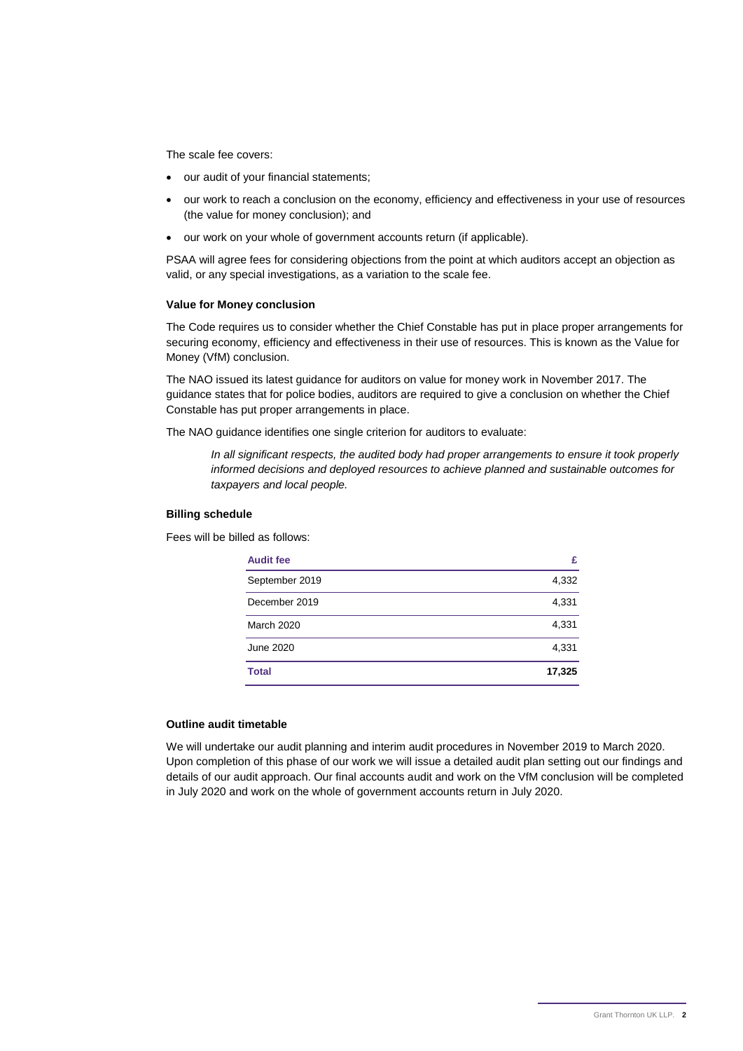The scale fee covers:

- our audit of your financial statements;
- our work to reach a conclusion on the economy, efficiency and effectiveness in your use of resources (the value for money conclusion); and
- our work on your whole of government accounts return (if applicable).

PSAA will agree fees for considering objections from the point at which auditors accept an objection as valid, or any special investigations, as a variation to the scale fee.

**Value for Money conclusion**

The Code requires us to consider whether the Chief Constable has put in place proper arrangements for securing economy, efficiency and effectiveness in their use of resources. This is known as the Value for Money (VfM) conclusion.

The NAO issued its latest guidance for auditors on value for money work in November 2017. The guidance states that for police bodies, auditors are required to give a conclusion on whether the Chief Constable has put proper arrangements in place.

The NAO guidance identifies one single criterion for auditors to evaluate:

> *In all significant respects, the audited body had proper arrangements to ensure it took properly informed decisions and deployed resources to achieve planned and sustainable outcomes for taxpayers and local people.*

**Billing schedule**

Fees will be billed as follows:

| Audit fee | £ |
|---|---|
| September 2019 | 4,332 |
| December 2019 | 4,331 |
| March 2020 | 4,331 |
| June 2020 | 4,331 |
| **Total** | **17,325** |

**Outline audit timetable**

We will undertake our audit planning and interim audit procedures in November 2019 to March 2020. Upon completion of this phase of our work we will issue a detailed audit plan setting out our findings and details of our audit approach. Our final accounts audit and work on the VfM conclusion will be completed in July 2020 and work on the whole of government accounts return in July 2020.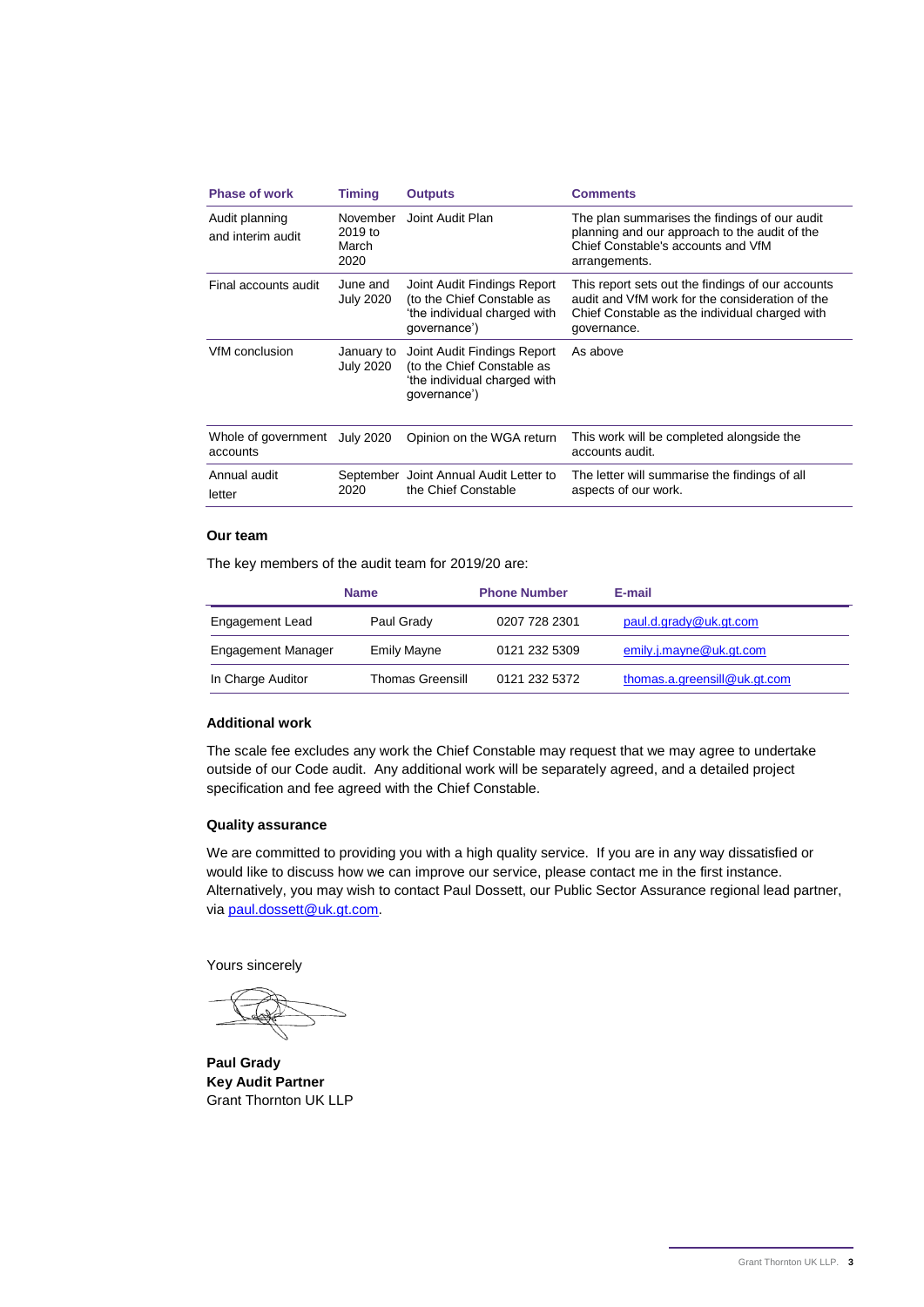| Phase of work | Timing | Outputs | Comments |
|---|---|---|---|
| Audit planning and interim audit | November 2019 to March 2020 | Joint Audit Plan | The plan summarises the findings of our audit planning and our approach to the audit of the Chief Constable's accounts and VfM arrangements. |
| Final accounts audit | June and July 2020 | Joint Audit Findings Report (to the Chief Constable as 'the individual charged with governance') | This report sets out the findings of our accounts audit and VfM work for the consideration of the Chief Constable as the individual charged with governance. |
| VfM conclusion | January to July 2020 | Joint Audit Findings Report (to the Chief Constable as 'the individual charged with governance') | As above |
| Whole of government accounts | July 2020 | Opinion on the WGA return | This work will be completed alongside the accounts audit. |
| Annual audit letter | September 2020 | Joint Annual Audit Letter to the Chief Constable | The letter will summarise the findings of all aspects of our work. |

### Our team

The key members of the audit team for 2019/20 are:

| | Name | Phone Number | E-mail |
|---|---|---|---|
| Engagement Lead | Paul Grady | 0207 728 2301 | paul.d.grady@uk.gt.com |
| Engagement Manager | Emily Mayne | 0121 232 5309 | emily.j.mayne@uk.gt.com |
| In Charge Auditor | Thomas Greensill | 0121 232 5372 | thomas.a.greensill@uk.gt.com |

### Additional work

The scale fee excludes any work the Chief Constable may request that we may agree to undertake outside of our Code audit. Any additional work will be separately agreed, and a detailed project specification and fee agreed with the Chief Constable.

### Quality assurance

We are committed to providing you with a high quality service. If you are in any way dissatisfied or would like to discuss how we can improve our service, please contact me in the first instance. Alternatively, you may wish to contact Paul Dossett, our Public Sector Assurance regional lead partner, via paul.dossett@uk.gt.com.

Yours sincerely

**Paul Grady**
**Key Audit Partner**
Grant Thornton UK LLP